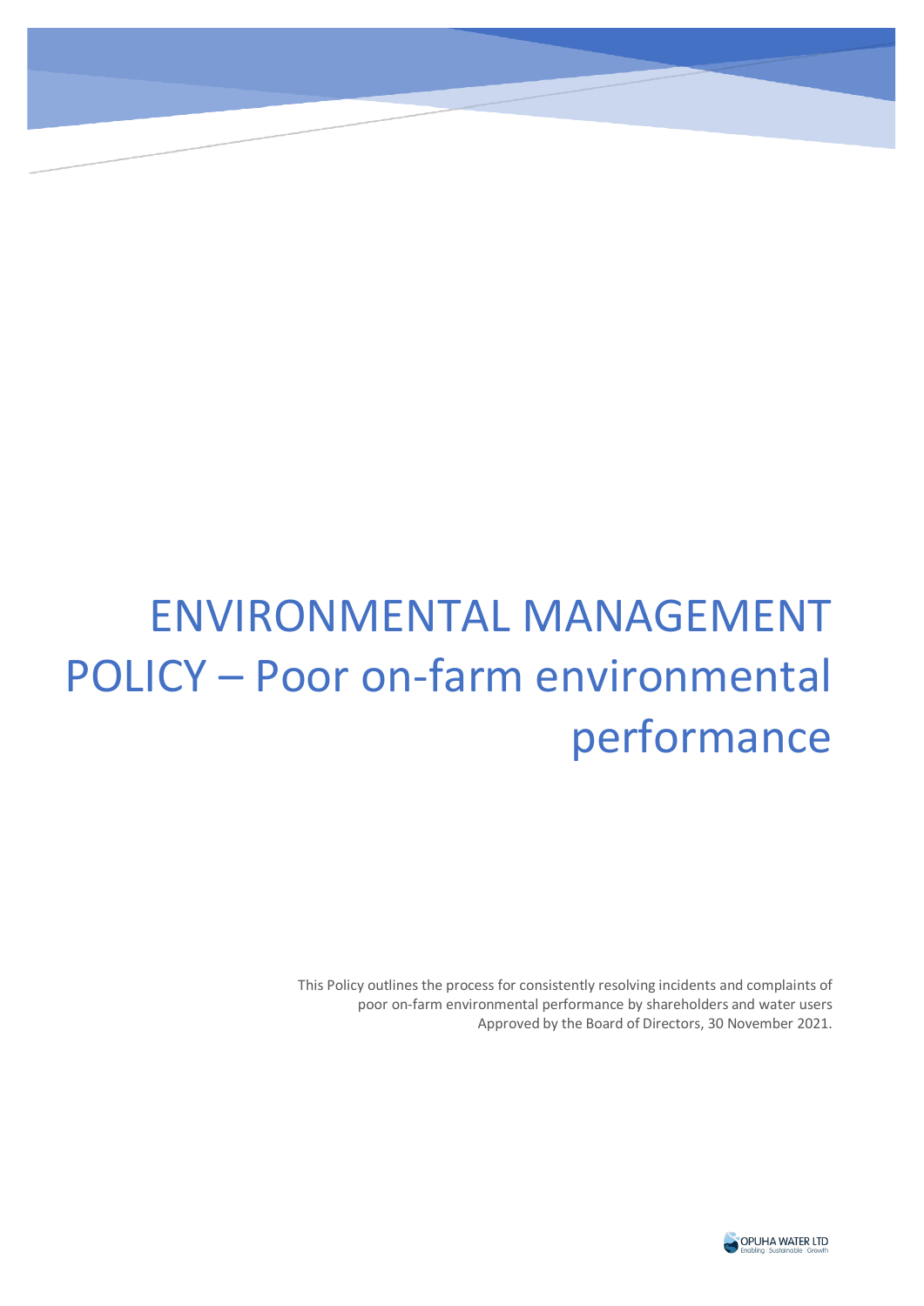# ENVIRONMENTAL MANAGEMENT POLICY – Poor on-farm environmental performance

This Policy outlines the process for consistently resolving incidents and complaints of poor on-farm environmental performance by shareholders and water users
Approved by the Board of Directors, 30 November 2021.

OPUHA WATER LTD
Enabling | Sustainable | Growth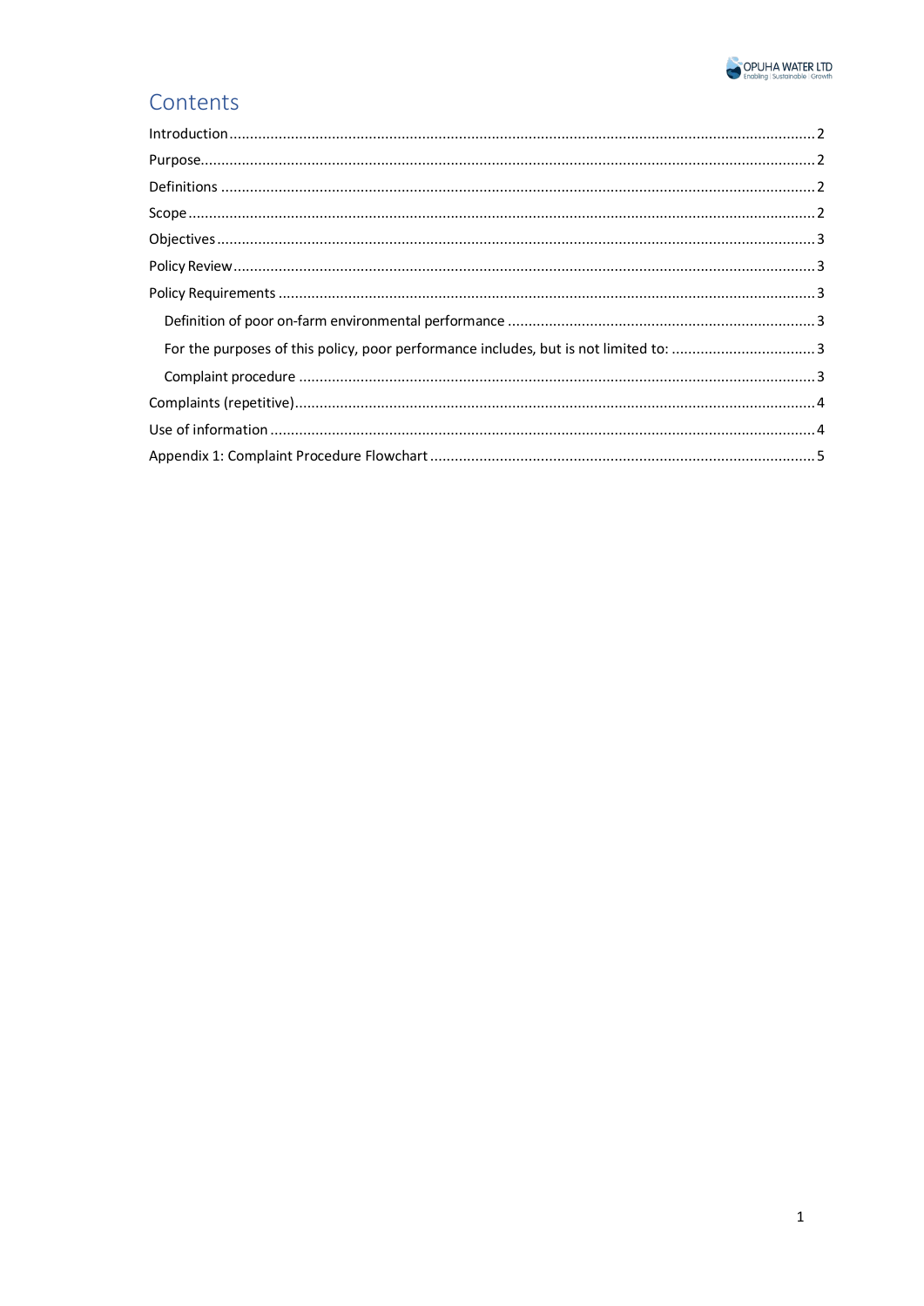# Contents

- Introduction ..... 2
- Purpose ..... 2
- Definitions ..... 2
- Scope ..... 2
- Objectives ..... 3
- Policy Review ..... 3
- Policy Requirements ..... 3
  - Definition of poor on-farm environmental performance ..... 3
  - For the purposes of this policy, poor performance includes, but is not limited to: ..... 3
  - Complaint procedure ..... 3
- Complaints (repetitive) ..... 4
- Use of information ..... 4
- Appendix 1: Complaint Procedure Flowchart ..... 5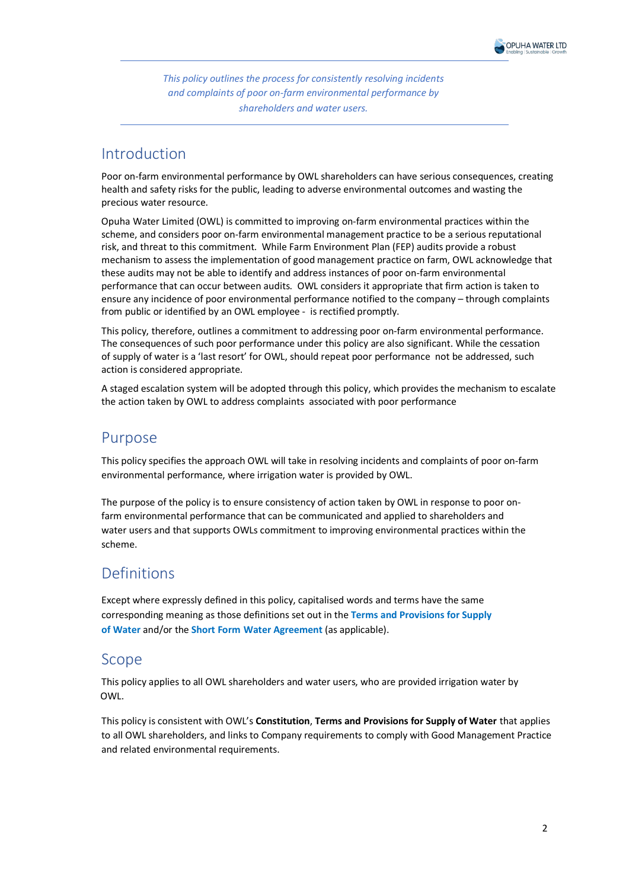*This policy outlines the process for consistently resolving incidents and complaints of poor on-farm environmental performance by shareholders and water users.*

## Introduction

Poor on-farm environmental performance by OWL shareholders can have serious consequences, creating health and safety risks for the public, leading to adverse environmental outcomes and wasting the precious water resource.

Opuha Water Limited (OWL) is committed to improving on-farm environmental practices within the scheme, and considers poor on-farm environmental management practice to be a serious reputational risk, and threat to this commitment. While Farm Environment Plan (FEP) audits provide a robust mechanism to assess the implementation of good management practice on farm, OWL acknowledge that these audits may not be able to identify and address instances of poor on-farm environmental performance that can occur between audits. OWL considers it appropriate that firm action is taken to ensure any incidence of poor environmental performance notified to the company – through complaints from public or identified by an OWL employee - is rectified promptly.

This policy, therefore, outlines a commitment to addressing poor on-farm environmental performance. The consequences of such poor performance under this policy are also significant. While the cessation of supply of water is a 'last resort' for OWL, should repeat poor performance not be addressed, such action is considered appropriate.

A staged escalation system will be adopted through this policy, which provides the mechanism to escalate the action taken by OWL to address complaints associated with poor performance

## Purpose

This policy specifies the approach OWL will take in resolving incidents and complaints of poor on-farm environmental performance, where irrigation water is provided by OWL.

The purpose of the policy is to ensure consistency of action taken by OWL in response to poor on-farm environmental performance that can be communicated and applied to shareholders and water users and that supports OWLs commitment to improving environmental practices within the scheme.

## Definitions

Except where expressly defined in this policy, capitalised words and terms have the same corresponding meaning as those definitions set out in the **Terms and Provisions for Supply of Water** and/or the **Short Form Water Agreement** (as applicable).

## Scope

This policy applies to all OWL shareholders and water users, who are provided irrigation water by OWL.

This policy is consistent with OWL's **Constitution**, **Terms and Provisions for Supply of Water** that applies to all OWL shareholders, and links to Company requirements to comply with Good Management Practice and related environmental requirements.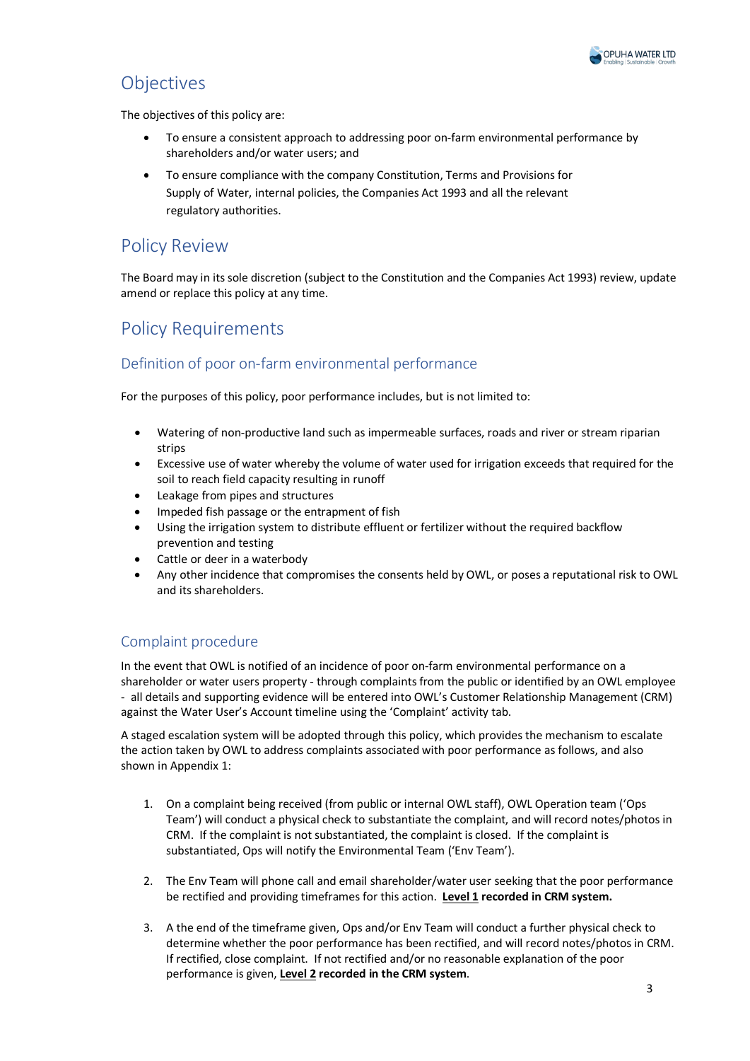# Objectives

The objectives of this policy are:

- To ensure a consistent approach to addressing poor on-farm environmental performance by shareholders and/or water users; and
- To ensure compliance with the company Constitution, Terms and Provisions for Supply of Water, internal policies, the Companies Act 1993 and all the relevant regulatory authorities.

# Policy Review

The Board may in its sole discretion (subject to the Constitution and the Companies Act 1993) review, update amend or replace this policy at any time.

# Policy Requirements

## Definition of poor on-farm environmental performance

For the purposes of this policy, poor performance includes, but is not limited to:

- Watering of non-productive land such as impermeable surfaces, roads and river or stream riparian strips
- Excessive use of water whereby the volume of water used for irrigation exceeds that required for the soil to reach field capacity resulting in runoff
- Leakage from pipes and structures
- Impeded fish passage or the entrapment of fish
- Using the irrigation system to distribute effluent or fertilizer without the required backflow prevention and testing
- Cattle or deer in a waterbody
- Any other incidence that compromises the consents held by OWL, or poses a reputational risk to OWL and its shareholders.

## Complaint procedure

In the event that OWL is notified of an incidence of poor on-farm environmental performance on a shareholder or water users property - through complaints from the public or identified by an OWL employee - all details and supporting evidence will be entered into OWL's Customer Relationship Management (CRM) against the Water User's Account timeline using the 'Complaint' activity tab.

A staged escalation system will be adopted through this policy, which provides the mechanism to escalate the action taken by OWL to address complaints associated with poor performance as follows, and also shown in Appendix 1:

1. On a complaint being received (from public or internal OWL staff), OWL Operation team ('Ops Team') will conduct a physical check to substantiate the complaint, and will record notes/photos in CRM. If the complaint is not substantiated, the complaint is closed. If the complaint is substantiated, Ops will notify the Environmental Team ('Env Team').

2. The Env Team will phone call and email shareholder/water user seeking that the poor performance be rectified and providing timeframes for this action. **Level 1 recorded in CRM system.**

3. A the end of the timeframe given, Ops and/or Env Team will conduct a further physical check to determine whether the poor performance has been rectified, and will record notes/photos in CRM. If rectified, close complaint. If not rectified and/or no reasonable explanation of the poor performance is given, **Level 2 recorded in the CRM system**.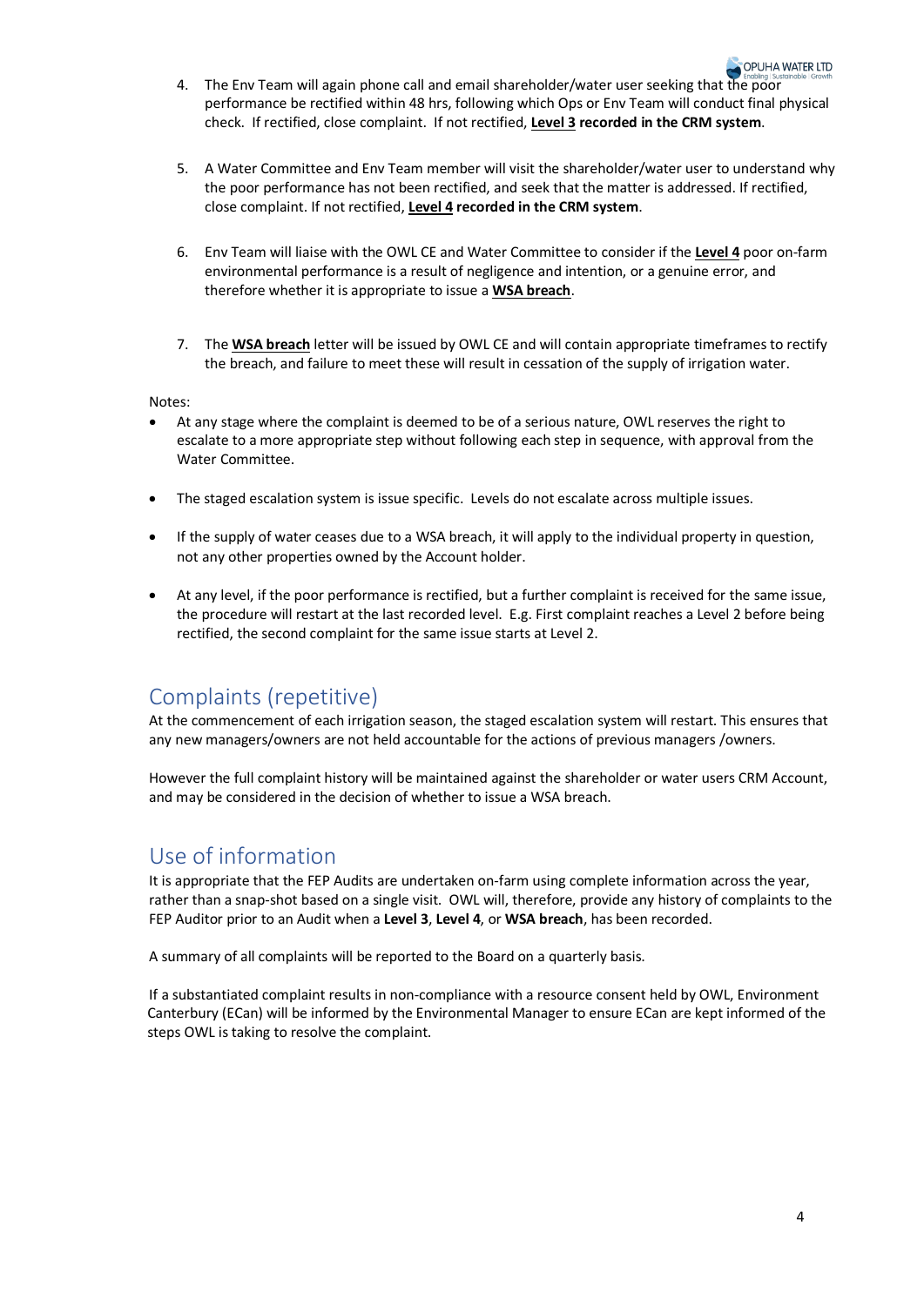4. The Env Team will again phone call and email shareholder/water user seeking that the poor performance be rectified within 48 hrs, following which Ops or Env Team will conduct final physical check. If rectified, close complaint. If not rectified, **Level 3 recorded in the CRM system**.

5. A Water Committee and Env Team member will visit the shareholder/water user to understand why the poor performance has not been rectified, and seek that the matter is addressed. If rectified, close complaint. If not rectified, **Level 4 recorded in the CRM system**.

6. Env Team will liaise with the OWL CE and Water Committee to consider if the **Level 4** poor on-farm environmental performance is a result of negligence and intention, or a genuine error, and therefore whether it is appropriate to issue a **WSA breach**.

7. The **WSA breach** letter will be issued by OWL CE and will contain appropriate timeframes to rectify the breach, and failure to meet these will result in cessation of the supply of irrigation water.

Notes:

- At any stage where the complaint is deemed to be of a serious nature, OWL reserves the right to escalate to a more appropriate step without following each step in sequence, with approval from the Water Committee.

- The staged escalation system is issue specific. Levels do not escalate across multiple issues.

- If the supply of water ceases due to a WSA breach, it will apply to the individual property in question, not any other properties owned by the Account holder.

- At any level, if the poor performance is rectified, but a further complaint is received for the same issue, the procedure will restart at the last recorded level. E.g. First complaint reaches a Level 2 before being rectified, the second complaint for the same issue starts at Level 2.

## Complaints (repetitive)

At the commencement of each irrigation season, the staged escalation system will restart. This ensures that any new managers/owners are not held accountable for the actions of previous managers /owners.

However the full complaint history will be maintained against the shareholder or water users CRM Account, and may be considered in the decision of whether to issue a WSA breach.

## Use of information

It is appropriate that the FEP Audits are undertaken on-farm using complete information across the year, rather than a snap-shot based on a single visit. OWL will, therefore, provide any history of complaints to the FEP Auditor prior to an Audit when a **Level 3**, **Level 4**, or **WSA breach**, has been recorded.

A summary of all complaints will be reported to the Board on a quarterly basis.

If a substantiated complaint results in non-compliance with a resource consent held by OWL, Environment Canterbury (ECan) will be informed by the Environmental Manager to ensure ECan are kept informed of the steps OWL is taking to resolve the complaint.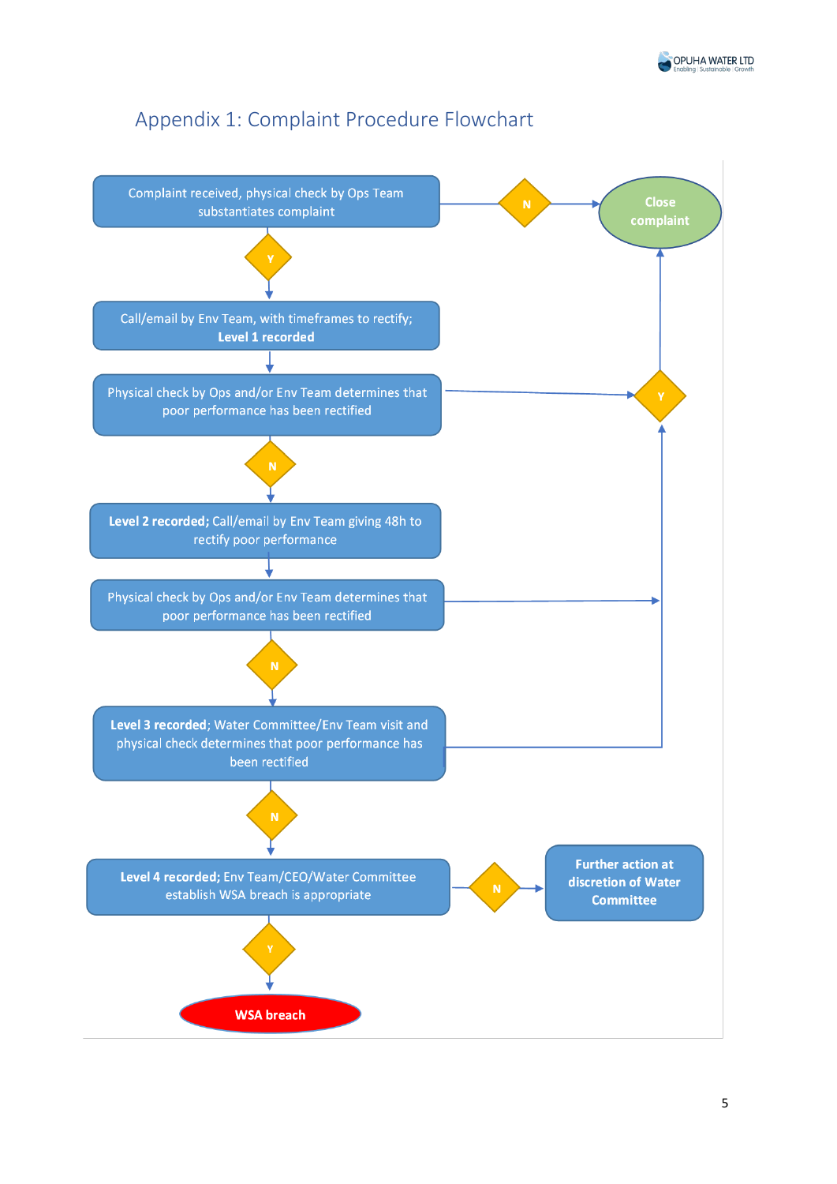## Appendix 1: Complaint Procedure Flowchart

Complaint received, physical check by Ops Team substantiates complaint

N

Close complaint

Y

Call/email by Env Team, with timeframes to rectify; **Level 1 recorded**

Physical check by Ops and/or Env Team determines that poor performance has been rectified

Y

N

**Level 2 recorded;** Call/email by Env Team giving 48h to rectify poor performance

Physical check by Ops and/or Env Team determines that poor performance has been rectified

N

**Level 3 recorded**; Water Committee/Env Team visit and physical check determines that poor performance has been rectified

N

**Level 4 recorded;** Env Team/CEO/Water Committee establish WSA breach is appropriate

N

**Further action at discretion of Water Committee**

Y

**WSA breach**